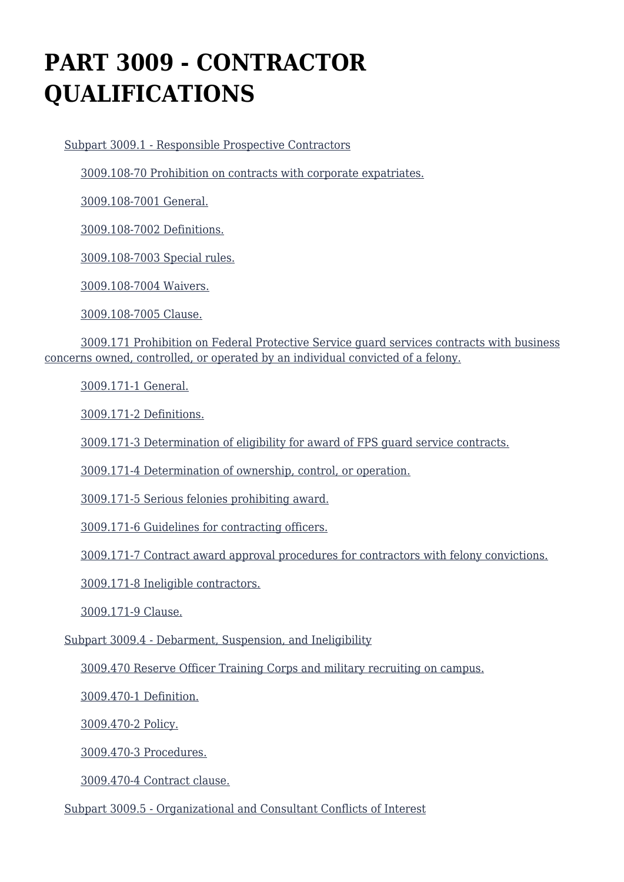# PART 3009 - CONTRACTOR QUALIFICATIONS

Subpart 3009.1 - Responsible Prospective Contractors

3009.108-70 Prohibition on contracts with corporate expatriates.

3009.108-7001 General.

3009.108-7002 Definitions.

3009.108-7003 Special rules.

3009.108-7004 Waivers.

3009.108-7005 Clause.

3009.171 Prohibition on Federal Protective Service guard services contracts with business concerns owned, controlled, or operated by an individual convicted of a felony.

3009.171-1 General.

3009.171-2 Definitions.

3009.171-3 Determination of eligibility for award of FPS guard service contracts.

3009.171-4 Determination of ownership, control, or operation.

3009.171-5 Serious felonies prohibiting award.

3009.171-6 Guidelines for contracting officers.

3009.171-7 Contract award approval procedures for contractors with felony convictions.

3009.171-8 Ineligible contractors.

3009.171-9 Clause.

Subpart 3009.4 - Debarment, Suspension, and Ineligibility

3009.470 Reserve Officer Training Corps and military recruiting on campus.

3009.470-1 Definition.

3009.470-2 Policy.

3009.470-3 Procedures.

3009.470-4 Contract clause.

Subpart 3009.5 - Organizational and Consultant Conflicts of Interest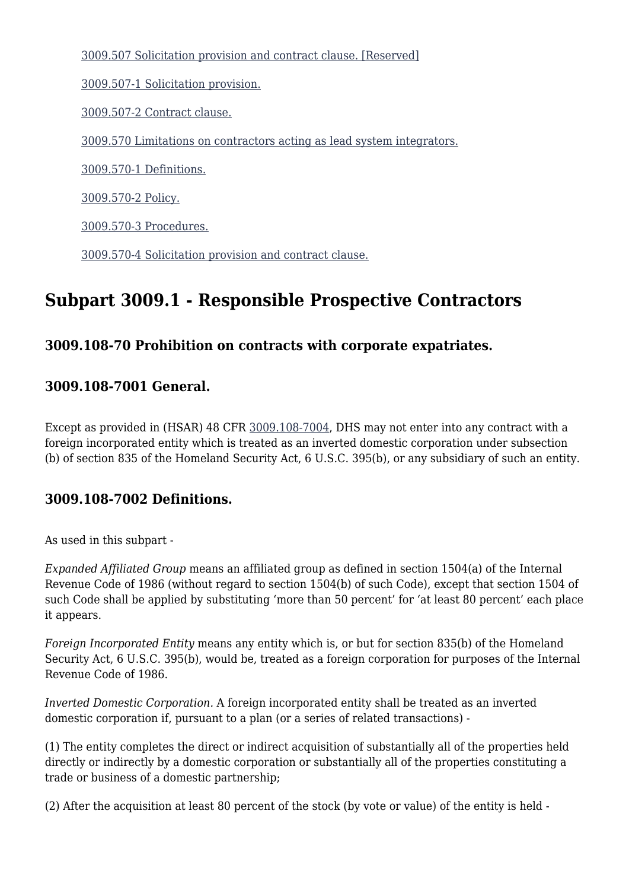[3009.507 Solicitation provision and contract clause. [Reserved]]

[3009.507-1 Solicitation provision.]

[3009.507-2 Contract clause.]

[3009.570 Limitations on contractors acting as lead system integrators.]

[3009.570-1 Definitions.]

[3009.570-2 Policy.]

[3009.570-3 Procedures.]

[3009.570-4 Solicitation provision and contract clause.]

## Subpart 3009.1 - Responsible Prospective Contractors

### 3009.108-70 Prohibition on contracts with corporate expatriates.

### 3009.108-7001 General.

Except as provided in (HSAR) 48 CFR 3009.108-7004, DHS may not enter into any contract with a foreign incorporated entity which is treated as an inverted domestic corporation under subsection (b) of section 835 of the Homeland Security Act, 6 U.S.C. 395(b), or any subsidiary of such an entity.

### 3009.108-7002 Definitions.

As used in this subpart -

*Expanded Affiliated Group* means an affiliated group as defined in section 1504(a) of the Internal Revenue Code of 1986 (without regard to section 1504(b) of such Code), except that section 1504 of such Code shall be applied by substituting 'more than 50 percent' for 'at least 80 percent' each place it appears.

*Foreign Incorporated Entity* means any entity which is, or but for section 835(b) of the Homeland Security Act, 6 U.S.C. 395(b), would be, treated as a foreign corporation for purposes of the Internal Revenue Code of 1986.

*Inverted Domestic Corporation.* A foreign incorporated entity shall be treated as an inverted domestic corporation if, pursuant to a plan (or a series of related transactions) -

(1) The entity completes the direct or indirect acquisition of substantially all of the properties held directly or indirectly by a domestic corporation or substantially all of the properties constituting a trade or business of a domestic partnership;

(2) After the acquisition at least 80 percent of the stock (by vote or value) of the entity is held -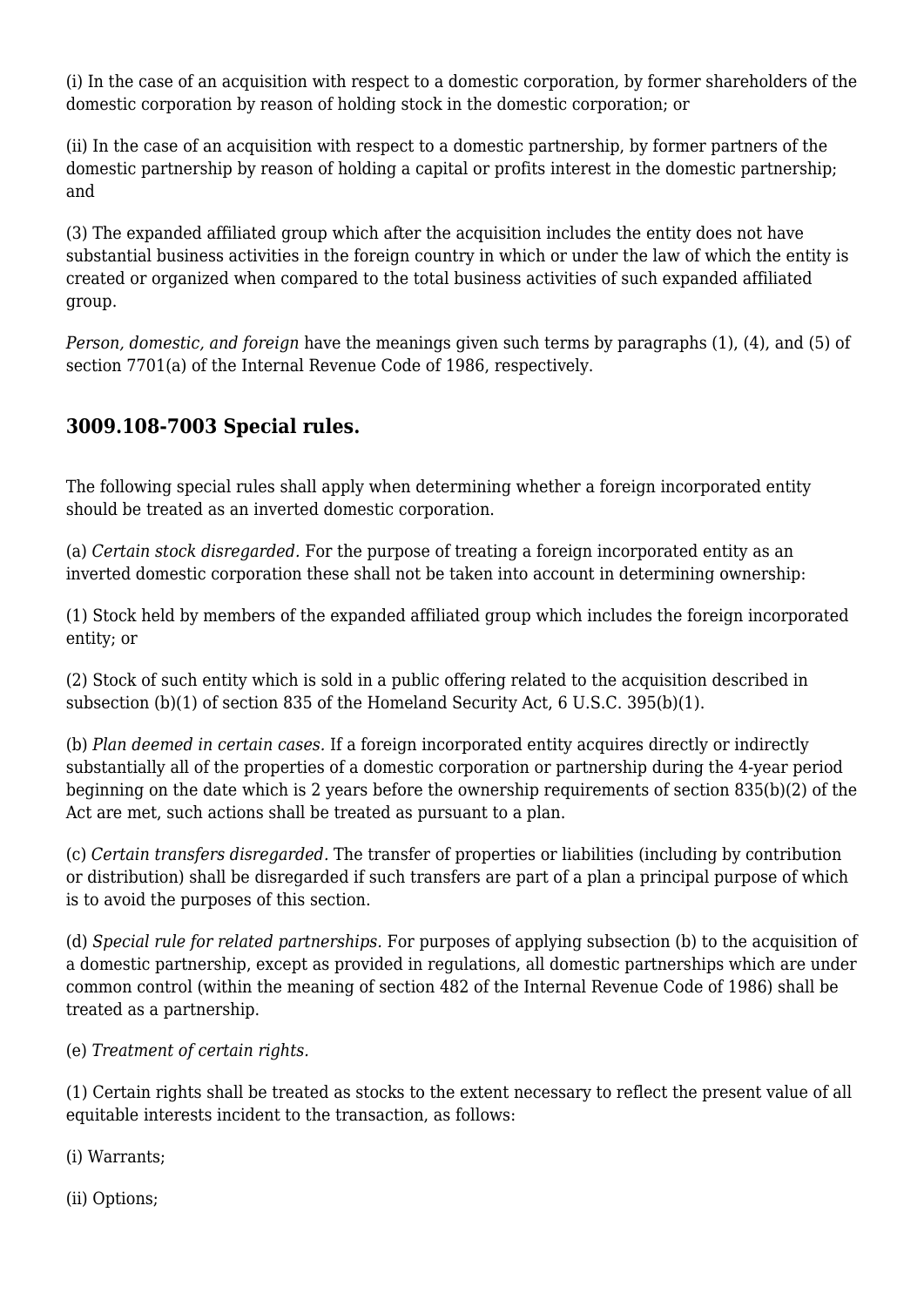(i) In the case of an acquisition with respect to a domestic corporation, by former shareholders of the domestic corporation by reason of holding stock in the domestic corporation; or

(ii) In the case of an acquisition with respect to a domestic partnership, by former partners of the domestic partnership by reason of holding a capital or profits interest in the domestic partnership; and

(3) The expanded affiliated group which after the acquisition includes the entity does not have substantial business activities in the foreign country in which or under the law of which the entity is created or organized when compared to the total business activities of such expanded affiliated group.

*Person, domestic, and foreign* have the meanings given such terms by paragraphs (1), (4), and (5) of section 7701(a) of the Internal Revenue Code of 1986, respectively.

### 3009.108-7003 Special rules.

The following special rules shall apply when determining whether a foreign incorporated entity should be treated as an inverted domestic corporation.

(a) *Certain stock disregarded.* For the purpose of treating a foreign incorporated entity as an inverted domestic corporation these shall not be taken into account in determining ownership:

(1) Stock held by members of the expanded affiliated group which includes the foreign incorporated entity; or

(2) Stock of such entity which is sold in a public offering related to the acquisition described in subsection (b)(1) of section 835 of the Homeland Security Act, 6 U.S.C. 395(b)(1).

(b) *Plan deemed in certain cases.* If a foreign incorporated entity acquires directly or indirectly substantially all of the properties of a domestic corporation or partnership during the 4-year period beginning on the date which is 2 years before the ownership requirements of section 835(b)(2) of the Act are met, such actions shall be treated as pursuant to a plan.

(c) *Certain transfers disregarded.* The transfer of properties or liabilities (including by contribution or distribution) shall be disregarded if such transfers are part of a plan a principal purpose of which is to avoid the purposes of this section.

(d) *Special rule for related partnerships.* For purposes of applying subsection (b) to the acquisition of a domestic partnership, except as provided in regulations, all domestic partnerships which are under common control (within the meaning of section 482 of the Internal Revenue Code of 1986) shall be treated as a partnership.

(e) *Treatment of certain rights.*

(1) Certain rights shall be treated as stocks to the extent necessary to reflect the present value of all equitable interests incident to the transaction, as follows:

(i) Warrants;

(ii) Options;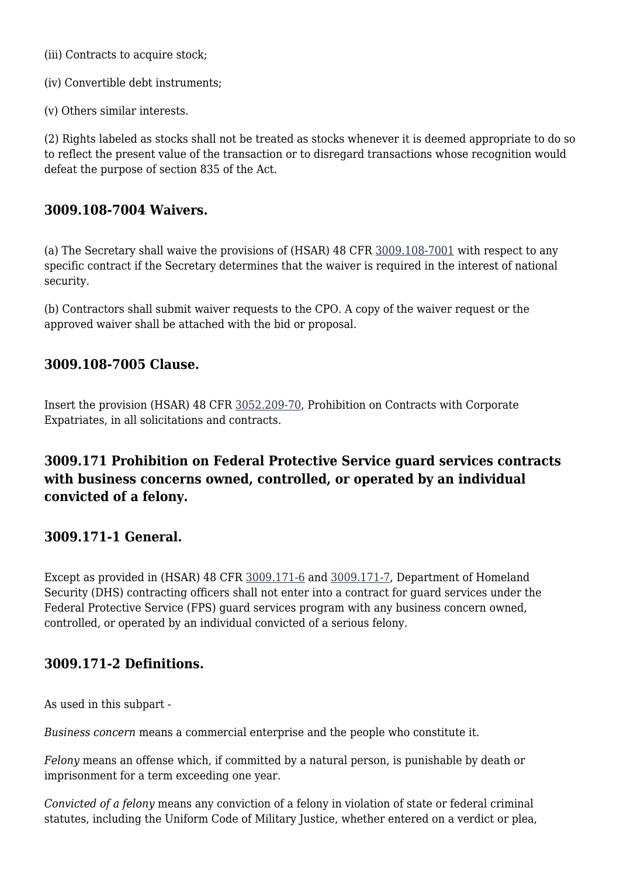(iii) Contracts to acquire stock;

(iv) Convertible debt instruments;

(v) Others similar interests.

(2) Rights labeled as stocks shall not be treated as stocks whenever it is deemed appropriate to do so to reflect the present value of the transaction or to disregard transactions whose recognition would defeat the purpose of section 835 of the Act.

### 3009.108-7004 Waivers.

(a) The Secretary shall waive the provisions of (HSAR) 48 CFR 3009.108-7001 with respect to any specific contract if the Secretary determines that the waiver is required in the interest of national security.

(b) Contractors shall submit waiver requests to the CPO. A copy of the waiver request or the approved waiver shall be attached with the bid or proposal.

### 3009.108-7005 Clause.

Insert the provision (HSAR) 48 CFR 3052.209-70, Prohibition on Contracts with Corporate Expatriates, in all solicitations and contracts.

## 3009.171 Prohibition on Federal Protective Service guard services contracts with business concerns owned, controlled, or operated by an individual convicted of a felony.

### 3009.171-1 General.

Except as provided in (HSAR) 48 CFR 3009.171-6 and 3009.171-7, Department of Homeland Security (DHS) contracting officers shall not enter into a contract for guard services under the Federal Protective Service (FPS) guard services program with any business concern owned, controlled, or operated by an individual convicted of a serious felony.

### 3009.171-2 Definitions.

As used in this subpart -

*Business concern* means a commercial enterprise and the people who constitute it.

*Felony* means an offense which, if committed by a natural person, is punishable by death or imprisonment for a term exceeding one year.

*Convicted of a felony* means any conviction of a felony in violation of state or federal criminal statutes, including the Uniform Code of Military Justice, whether entered on a verdict or plea,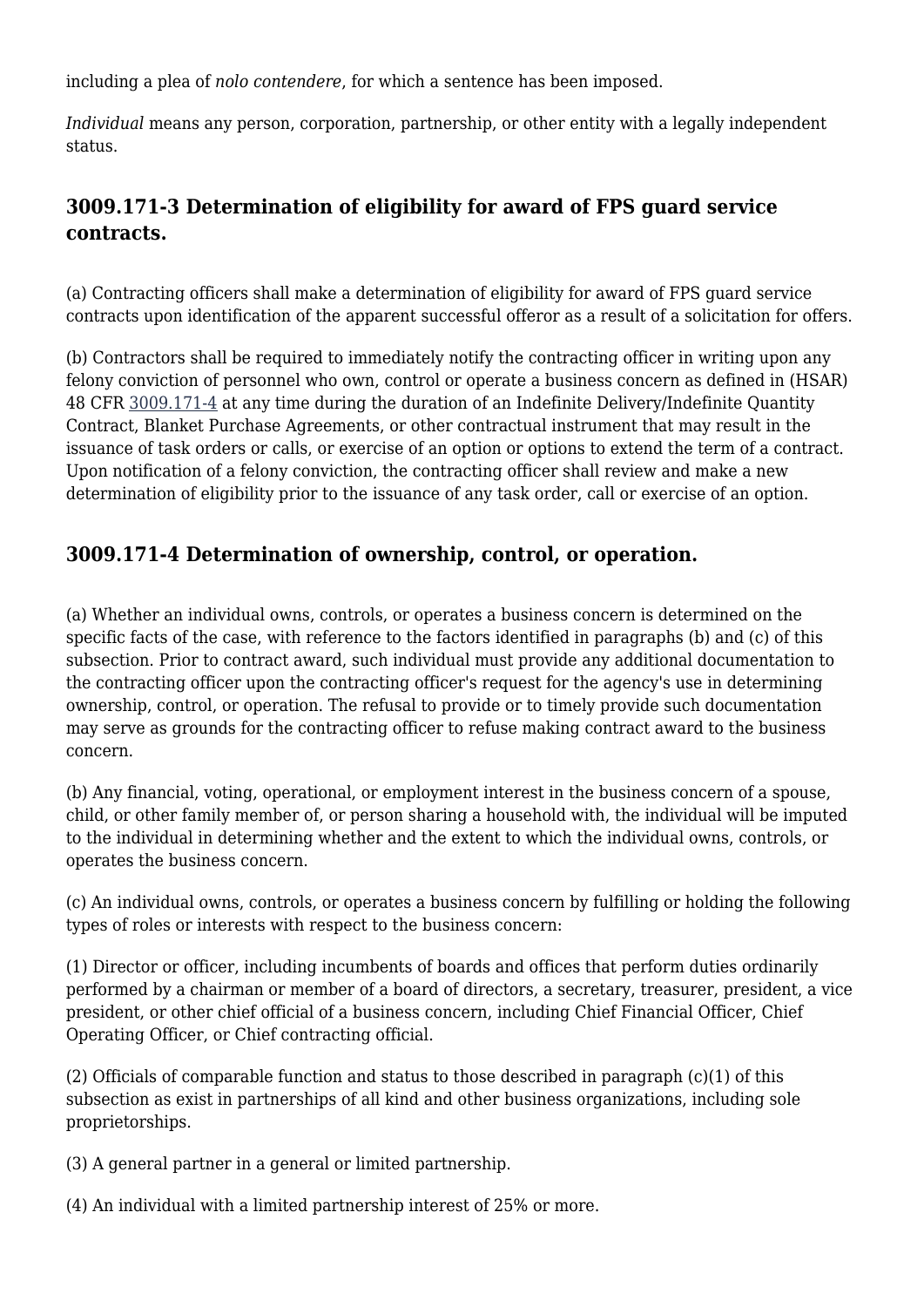including a plea of *nolo contendere*, for which a sentence has been imposed.

*Individual* means any person, corporation, partnership, or other entity with a legally independent status.

### 3009.171-3 Determination of eligibility for award of FPS guard service contracts.

(a) Contracting officers shall make a determination of eligibility for award of FPS guard service contracts upon identification of the apparent successful offeror as a result of a solicitation for offers.

(b) Contractors shall be required to immediately notify the contracting officer in writing upon any felony conviction of personnel who own, control or operate a business concern as defined in (HSAR) 48 CFR 3009.171-4 at any time during the duration of an Indefinite Delivery/Indefinite Quantity Contract, Blanket Purchase Agreements, or other contractual instrument that may result in the issuance of task orders or calls, or exercise of an option or options to extend the term of a contract. Upon notification of a felony conviction, the contracting officer shall review and make a new determination of eligibility prior to the issuance of any task order, call or exercise of an option.

### 3009.171-4 Determination of ownership, control, or operation.

(a) Whether an individual owns, controls, or operates a business concern is determined on the specific facts of the case, with reference to the factors identified in paragraphs (b) and (c) of this subsection. Prior to contract award, such individual must provide any additional documentation to the contracting officer upon the contracting officer's request for the agency's use in determining ownership, control, or operation. The refusal to provide or to timely provide such documentation may serve as grounds for the contracting officer to refuse making contract award to the business concern.

(b) Any financial, voting, operational, or employment interest in the business concern of a spouse, child, or other family member of, or person sharing a household with, the individual will be imputed to the individual in determining whether and the extent to which the individual owns, controls, or operates the business concern.

(c) An individual owns, controls, or operates a business concern by fulfilling or holding the following types of roles or interests with respect to the business concern:

(1) Director or officer, including incumbents of boards and offices that perform duties ordinarily performed by a chairman or member of a board of directors, a secretary, treasurer, president, a vice president, or other chief official of a business concern, including Chief Financial Officer, Chief Operating Officer, or Chief contracting official.

(2) Officials of comparable function and status to those described in paragraph (c)(1) of this subsection as exist in partnerships of all kind and other business organizations, including sole proprietorships.

(3) A general partner in a general or limited partnership.

(4) An individual with a limited partnership interest of 25% or more.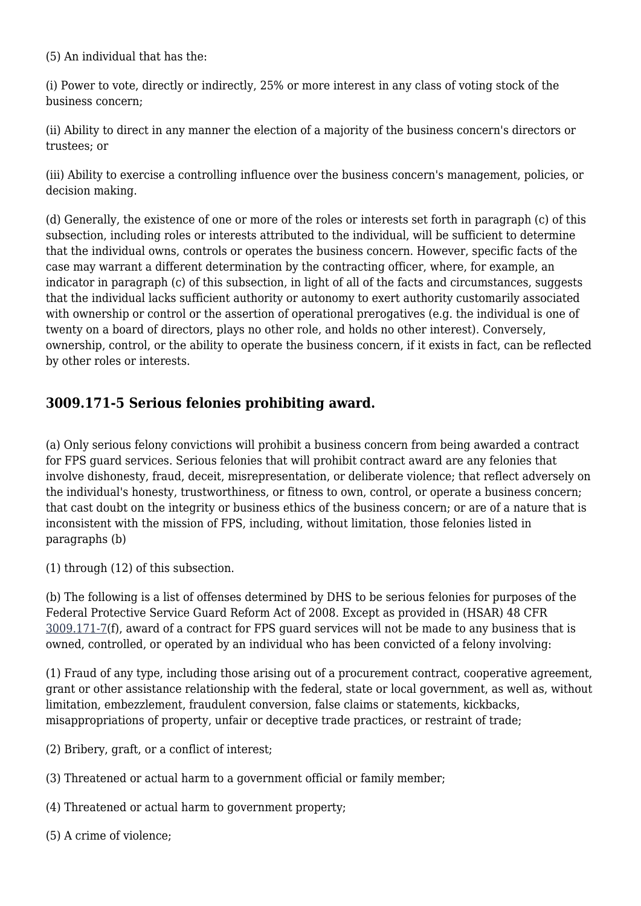(5) An individual that has the:

(i) Power to vote, directly or indirectly, 25% or more interest in any class of voting stock of the business concern;

(ii) Ability to direct in any manner the election of a majority of the business concern's directors or trustees; or

(iii) Ability to exercise a controlling influence over the business concern's management, policies, or decision making.

(d) Generally, the existence of one or more of the roles or interests set forth in paragraph (c) of this subsection, including roles or interests attributed to the individual, will be sufficient to determine that the individual owns, controls or operates the business concern. However, specific facts of the case may warrant a different determination by the contracting officer, where, for example, an indicator in paragraph (c) of this subsection, in light of all of the facts and circumstances, suggests that the individual lacks sufficient authority or autonomy to exert authority customarily associated with ownership or control or the assertion of operational prerogatives (e.g. the individual is one of twenty on a board of directors, plays no other role, and holds no other interest). Conversely, ownership, control, or the ability to operate the business concern, if it exists in fact, can be reflected by other roles or interests.

### 3009.171-5 Serious felonies prohibiting award.

(a) Only serious felony convictions will prohibit a business concern from being awarded a contract for FPS guard services. Serious felonies that will prohibit contract award are any felonies that involve dishonesty, fraud, deceit, misrepresentation, or deliberate violence; that reflect adversely on the individual's honesty, trustworthiness, or fitness to own, control, or operate a business concern; that cast doubt on the integrity or business ethics of the business concern; or are of a nature that is inconsistent with the mission of FPS, including, without limitation, those felonies listed in paragraphs (b)

(1) through (12) of this subsection.

(b) The following is a list of offenses determined by DHS to be serious felonies for purposes of the Federal Protective Service Guard Reform Act of 2008. Except as provided in (HSAR) 48 CFR 3009.171-7(f), award of a contract for FPS guard services will not be made to any business that is owned, controlled, or operated by an individual who has been convicted of a felony involving:

(1) Fraud of any type, including those arising out of a procurement contract, cooperative agreement, grant or other assistance relationship with the federal, state or local government, as well as, without limitation, embezzlement, fraudulent conversion, false claims or statements, kickbacks, misappropriations of property, unfair or deceptive trade practices, or restraint of trade;

(2) Bribery, graft, or a conflict of interest;

(3) Threatened or actual harm to a government official or family member;

(4) Threatened or actual harm to government property;

(5) A crime of violence;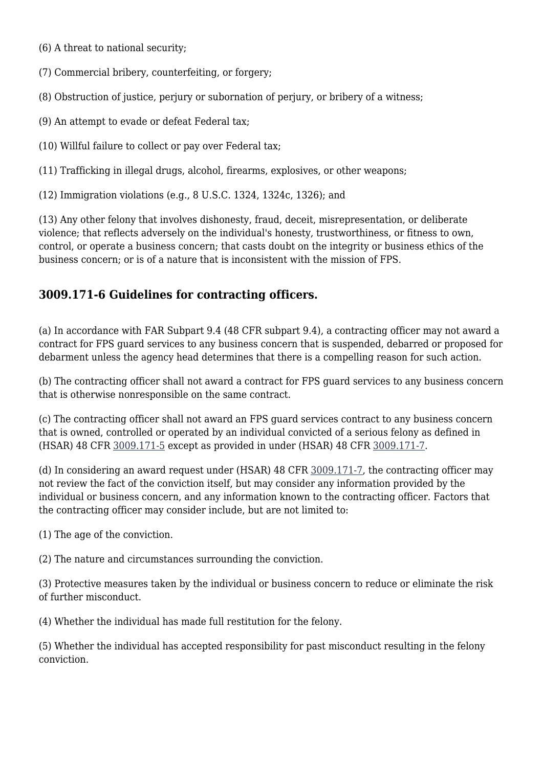(6) A threat to national security;

(7) Commercial bribery, counterfeiting, or forgery;

(8) Obstruction of justice, perjury or subornation of perjury, or bribery of a witness;

(9) An attempt to evade or defeat Federal tax;

(10) Willful failure to collect or pay over Federal tax;

(11) Trafficking in illegal drugs, alcohol, firearms, explosives, or other weapons;

(12) Immigration violations (e.g., 8 U.S.C. 1324, 1324c, 1326); and

(13) Any other felony that involves dishonesty, fraud, deceit, misrepresentation, or deliberate violence; that reflects adversely on the individual's honesty, trustworthiness, or fitness to own, control, or operate a business concern; that casts doubt on the integrity or business ethics of the business concern; or is of a nature that is inconsistent with the mission of FPS.

## 3009.171-6 Guidelines for contracting officers.

(a) In accordance with FAR Subpart 9.4 (48 CFR subpart 9.4), a contracting officer may not award a contract for FPS guard services to any business concern that is suspended, debarred or proposed for debarment unless the agency head determines that there is a compelling reason for such action.

(b) The contracting officer shall not award a contract for FPS guard services to any business concern that is otherwise nonresponsible on the same contract.

(c) The contracting officer shall not award an FPS guard services contract to any business concern that is owned, controlled or operated by an individual convicted of a serious felony as defined in (HSAR) 48 CFR 3009.171-5 except as provided in under (HSAR) 48 CFR 3009.171-7.

(d) In considering an award request under (HSAR) 48 CFR 3009.171-7, the contracting officer may not review the fact of the conviction itself, but may consider any information provided by the individual or business concern, and any information known to the contracting officer. Factors that the contracting officer may consider include, but are not limited to:

(1) The age of the conviction.

(2) The nature and circumstances surrounding the conviction.

(3) Protective measures taken by the individual or business concern to reduce or eliminate the risk of further misconduct.

(4) Whether the individual has made full restitution for the felony.

(5) Whether the individual has accepted responsibility for past misconduct resulting in the felony conviction.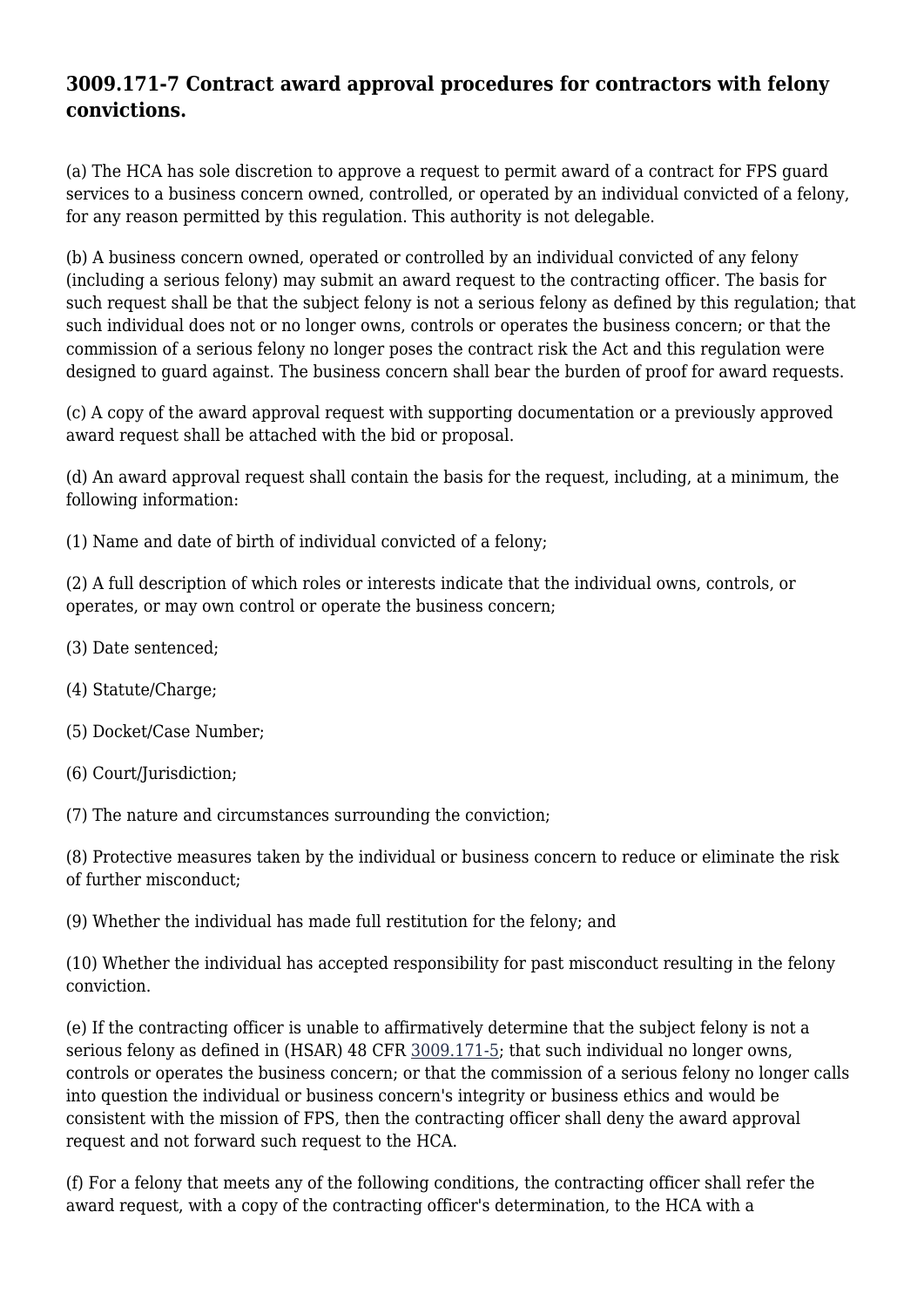### 3009.171-7 Contract award approval procedures for contractors with felony convictions.

(a) The HCA has sole discretion to approve a request to permit award of a contract for FPS guard services to a business concern owned, controlled, or operated by an individual convicted of a felony, for any reason permitted by this regulation. This authority is not delegable.

(b) A business concern owned, operated or controlled by an individual convicted of any felony (including a serious felony) may submit an award request to the contracting officer. The basis for such request shall be that the subject felony is not a serious felony as defined by this regulation; that such individual does not or no longer owns, controls or operates the business concern; or that the commission of a serious felony no longer poses the contract risk the Act and this regulation were designed to guard against. The business concern shall bear the burden of proof for award requests.

(c) A copy of the award approval request with supporting documentation or a previously approved award request shall be attached with the bid or proposal.

(d) An award approval request shall contain the basis for the request, including, at a minimum, the following information:

(1) Name and date of birth of individual convicted of a felony;

(2) A full description of which roles or interests indicate that the individual owns, controls, or operates, or may own control or operate the business concern;

(3) Date sentenced;

(4) Statute/Charge;

(5) Docket/Case Number;

(6) Court/Jurisdiction;

(7) The nature and circumstances surrounding the conviction;

(8) Protective measures taken by the individual or business concern to reduce or eliminate the risk of further misconduct;

(9) Whether the individual has made full restitution for the felony; and

(10) Whether the individual has accepted responsibility for past misconduct resulting in the felony conviction.

(e) If the contracting officer is unable to affirmatively determine that the subject felony is not a serious felony as defined in (HSAR) 48 CFR 3009.171-5; that such individual no longer owns, controls or operates the business concern; or that the commission of a serious felony no longer calls into question the individual or business concern's integrity or business ethics and would be consistent with the mission of FPS, then the contracting officer shall deny the award approval request and not forward such request to the HCA.

(f) For a felony that meets any of the following conditions, the contracting officer shall refer the award request, with a copy of the contracting officer's determination, to the HCA with a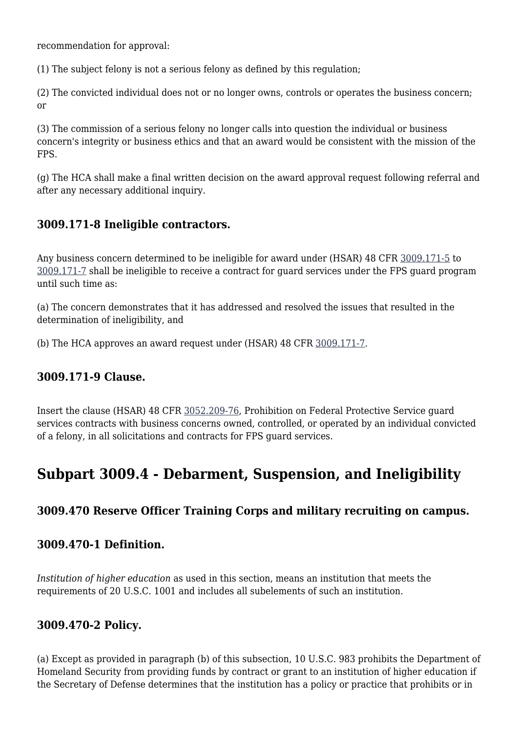recommendation for approval:

(1) The subject felony is not a serious felony as defined by this regulation;

(2) The convicted individual does not or no longer owns, controls or operates the business concern; or

(3) The commission of a serious felony no longer calls into question the individual or business concern's integrity or business ethics and that an award would be consistent with the mission of the FPS.

(g) The HCA shall make a final written decision on the award approval request following referral and after any necessary additional inquiry.

### 3009.171-8 Ineligible contractors.

Any business concern determined to be ineligible for award under (HSAR) 48 CFR 3009.171-5 to 3009.171-7 shall be ineligible to receive a contract for guard services under the FPS guard program until such time as:

(a) The concern demonstrates that it has addressed and resolved the issues that resulted in the determination of ineligibility, and

(b) The HCA approves an award request under (HSAR) 48 CFR 3009.171-7.

### 3009.171-9 Clause.

Insert the clause (HSAR) 48 CFR 3052.209-76, Prohibition on Federal Protective Service guard services contracts with business concerns owned, controlled, or operated by an individual convicted of a felony, in all solicitations and contracts for FPS guard services.

## Subpart 3009.4 - Debarment, Suspension, and Ineligibility

### 3009.470 Reserve Officer Training Corps and military recruiting on campus.

### 3009.470-1 Definition.

*Institution of higher education* as used in this section, means an institution that meets the requirements of 20 U.S.C. 1001 and includes all subelements of such an institution.

### 3009.470-2 Policy.

(a) Except as provided in paragraph (b) of this subsection, 10 U.S.C. 983 prohibits the Department of Homeland Security from providing funds by contract or grant to an institution of higher education if the Secretary of Defense determines that the institution has a policy or practice that prohibits or in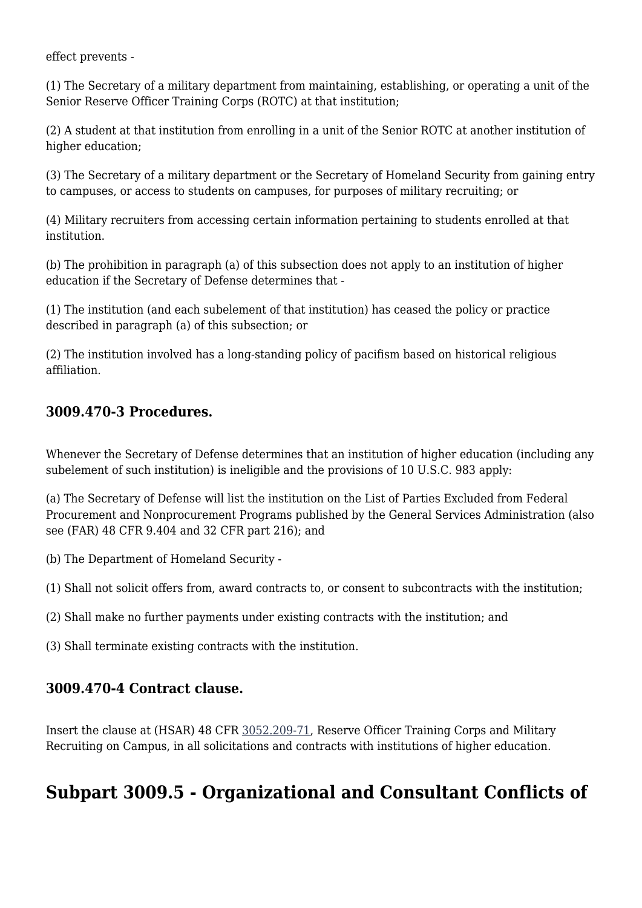effect prevents -

(1) The Secretary of a military department from maintaining, establishing, or operating a unit of the Senior Reserve Officer Training Corps (ROTC) at that institution;

(2) A student at that institution from enrolling in a unit of the Senior ROTC at another institution of higher education;

(3) The Secretary of a military department or the Secretary of Homeland Security from gaining entry to campuses, or access to students on campuses, for purposes of military recruiting; or

(4) Military recruiters from accessing certain information pertaining to students enrolled at that institution.

(b) The prohibition in paragraph (a) of this subsection does not apply to an institution of higher education if the Secretary of Defense determines that -

(1) The institution (and each subelement of that institution) has ceased the policy or practice described in paragraph (a) of this subsection; or

(2) The institution involved has a long-standing policy of pacifism based on historical religious affiliation.

### 3009.470-3 Procedures.

Whenever the Secretary of Defense determines that an institution of higher education (including any subelement of such institution) is ineligible and the provisions of 10 U.S.C. 983 apply:

(a) The Secretary of Defense will list the institution on the List of Parties Excluded from Federal Procurement and Nonprocurement Programs published by the General Services Administration (also see (FAR) 48 CFR 9.404 and 32 CFR part 216); and

(b) The Department of Homeland Security -

(1) Shall not solicit offers from, award contracts to, or consent to subcontracts with the institution;

(2) Shall make no further payments under existing contracts with the institution; and

(3) Shall terminate existing contracts with the institution.

### 3009.470-4 Contract clause.

Insert the clause at (HSAR) 48 CFR 3052.209-71, Reserve Officer Training Corps and Military Recruiting on Campus, in all solicitations and contracts with institutions of higher education.

## Subpart 3009.5 - Organizational and Consultant Conflicts of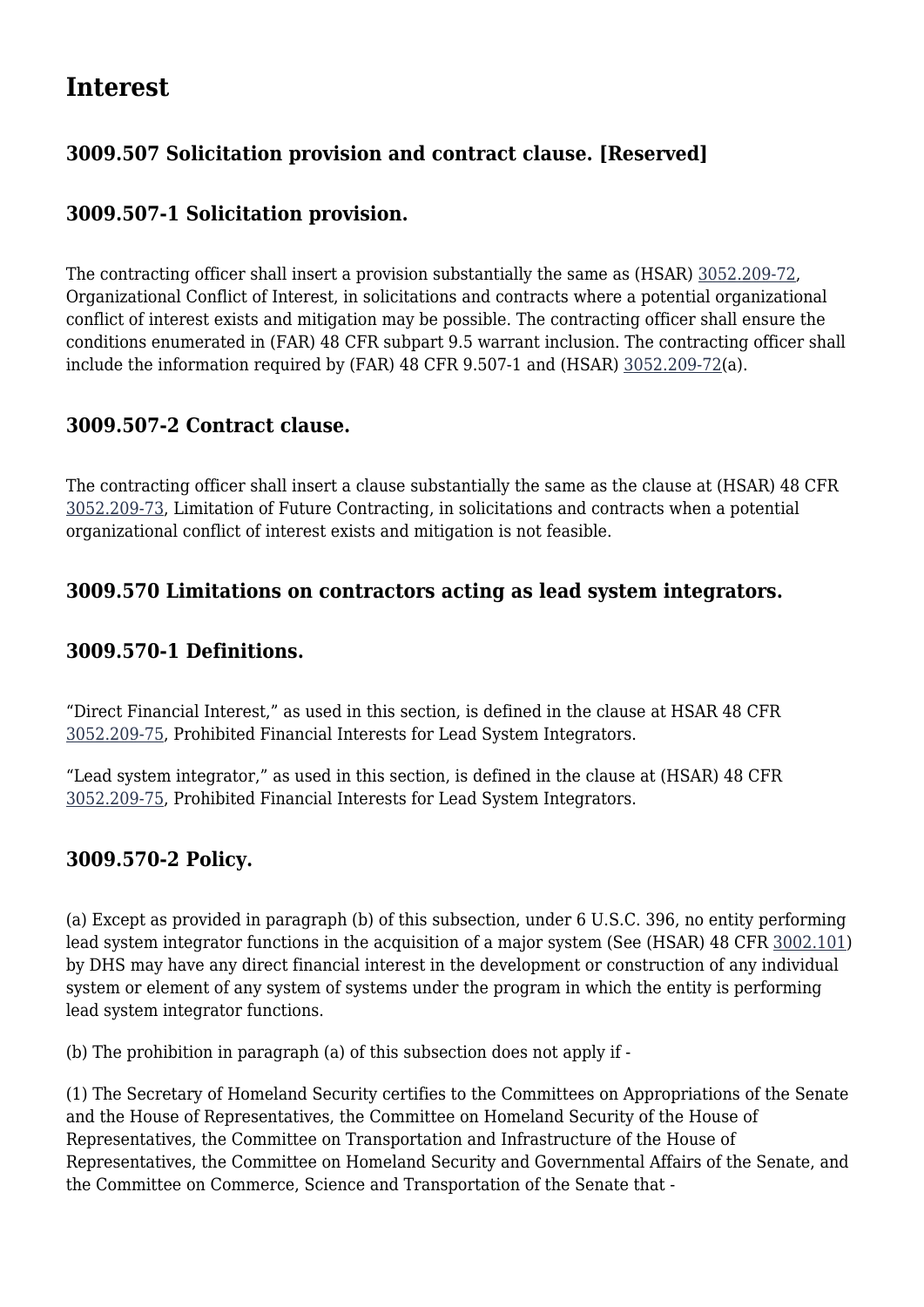# Interest

### 3009.507 Solicitation provision and contract clause. [Reserved]

### 3009.507-1 Solicitation provision.

The contracting officer shall insert a provision substantially the same as (HSAR) 3052.209-72, Organizational Conflict of Interest, in solicitations and contracts where a potential organizational conflict of interest exists and mitigation may be possible. The contracting officer shall ensure the conditions enumerated in (FAR) 48 CFR subpart 9.5 warrant inclusion. The contracting officer shall include the information required by (FAR) 48 CFR 9.507-1 and (HSAR) 3052.209-72(a).

### 3009.507-2 Contract clause.

The contracting officer shall insert a clause substantially the same as the clause at (HSAR) 48 CFR 3052.209-73, Limitation of Future Contracting, in solicitations and contracts when a potential organizational conflict of interest exists and mitigation is not feasible.

### 3009.570 Limitations on contractors acting as lead system integrators.

### 3009.570-1 Definitions.

"Direct Financial Interest," as used in this section, is defined in the clause at HSAR 48 CFR 3052.209-75, Prohibited Financial Interests for Lead System Integrators.

"Lead system integrator," as used in this section, is defined in the clause at (HSAR) 48 CFR 3052.209-75, Prohibited Financial Interests for Lead System Integrators.

### 3009.570-2 Policy.

(a) Except as provided in paragraph (b) of this subsection, under 6 U.S.C. 396, no entity performing lead system integrator functions in the acquisition of a major system (See (HSAR) 48 CFR 3002.101) by DHS may have any direct financial interest in the development or construction of any individual system or element of any system of systems under the program in which the entity is performing lead system integrator functions.

(b) The prohibition in paragraph (a) of this subsection does not apply if -

(1) The Secretary of Homeland Security certifies to the Committees on Appropriations of the Senate and the House of Representatives, the Committee on Homeland Security of the House of Representatives, the Committee on Transportation and Infrastructure of the House of Representatives, the Committee on Homeland Security and Governmental Affairs of the Senate, and the Committee on Commerce, Science and Transportation of the Senate that -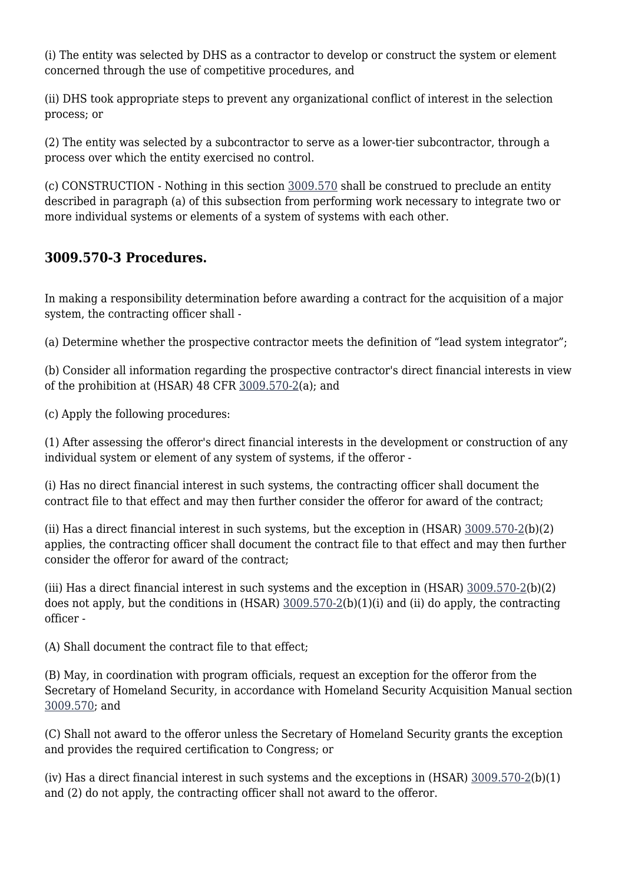(i) The entity was selected by DHS as a contractor to develop or construct the system or element concerned through the use of competitive procedures, and

(ii) DHS took appropriate steps to prevent any organizational conflict of interest in the selection process; or

(2) The entity was selected by a subcontractor to serve as a lower-tier subcontractor, through a process over which the entity exercised no control.

(c) CONSTRUCTION - Nothing in this section 3009.570 shall be construed to preclude an entity described in paragraph (a) of this subsection from performing work necessary to integrate two or more individual systems or elements of a system of systems with each other.

### 3009.570-3 Procedures.

In making a responsibility determination before awarding a contract for the acquisition of a major system, the contracting officer shall -

(a) Determine whether the prospective contractor meets the definition of “lead system integrator”;

(b) Consider all information regarding the prospective contractor's direct financial interests in view of the prohibition at (HSAR) 48 CFR 3009.570-2(a); and

(c) Apply the following procedures:

(1) After assessing the offeror's direct financial interests in the development or construction of any individual system or element of any system of systems, if the offeror -

(i) Has no direct financial interest in such systems, the contracting officer shall document the contract file to that effect and may then further consider the offeror for award of the contract;

(ii) Has a direct financial interest in such systems, but the exception in (HSAR) 3009.570-2(b)(2) applies, the contracting officer shall document the contract file to that effect and may then further consider the offeror for award of the contract;

(iii) Has a direct financial interest in such systems and the exception in (HSAR) 3009.570-2(b)(2) does not apply, but the conditions in (HSAR) 3009.570-2(b)(1)(i) and (ii) do apply, the contracting officer -

(A) Shall document the contract file to that effect;

(B) May, in coordination with program officials, request an exception for the offeror from the Secretary of Homeland Security, in accordance with Homeland Security Acquisition Manual section 3009.570; and

(C) Shall not award to the offeror unless the Secretary of Homeland Security grants the exception and provides the required certification to Congress; or

(iv) Has a direct financial interest in such systems and the exceptions in (HSAR) 3009.570-2(b)(1) and (2) do not apply, the contracting officer shall not award to the offeror.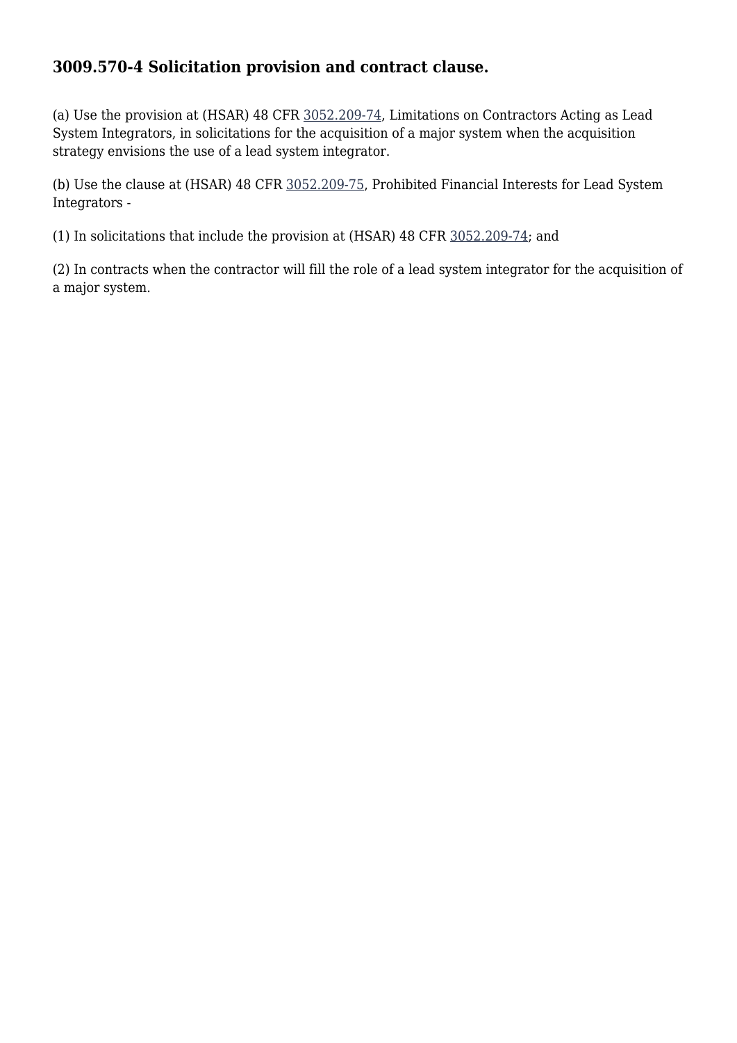### 3009.570-4 Solicitation provision and contract clause.

(a) Use the provision at (HSAR) 48 CFR 3052.209-74, Limitations on Contractors Acting as Lead System Integrators, in solicitations for the acquisition of a major system when the acquisition strategy envisions the use of a lead system integrator.

(b) Use the clause at (HSAR) 48 CFR 3052.209-75, Prohibited Financial Interests for Lead System Integrators -

(1) In solicitations that include the provision at (HSAR) 48 CFR 3052.209-74; and

(2) In contracts when the contractor will fill the role of a lead system integrator for the acquisition of a major system.